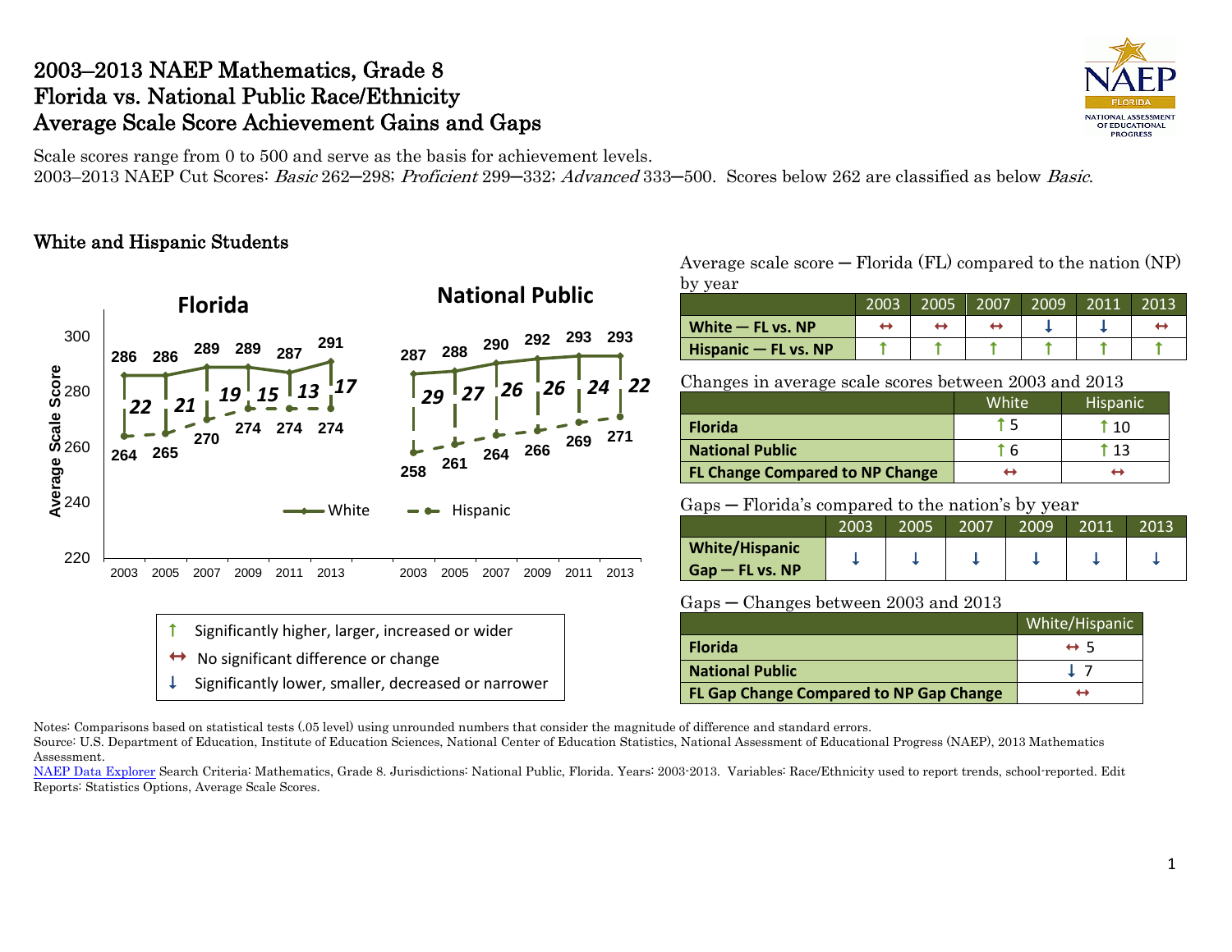# 2003–2013 NAEP Mathematics, Grade 8
# Florida vs. National Public Race/Ethnicity
# Average Scale Score Achievement Gains and Gaps

Scale scores range from 0 to 500 and serve as the basis for achievement levels.
2003–2013 NAEP Cut Scores: *Basic* 262–298; *Proficient* 299–332; *Advanced* 333–500. Scores below 262 are classified as below *Basic*.

## White and Hispanic Students

**Florida**

| | 2003 | 2005 | 2007 | 2009 | 2011 | 2013 |
|---|---|---|---|---|---|---|
| White | 286 | 286 | 289 | 289 | 287 | 291 |
| Hispanic | 264 | 265 | 270 | 274 | 274 | 274 |
| Gap | 22 | 21 | 19 | 15 | 13 | 17 |

**National Public**

| | 2003 | 2005 | 2007 | 2009 | 2011 | 2013 |
|---|---|---|---|---|---|---|
| White | 287 | 288 | 290 | 292 | 293 | 293 |
| Hispanic | 258 | 261 | 264 | 266 | 269 | 271 |
| Gap | 29 | 27 | 26 | 26 | 24 | 22 |

Average Scale Score

Average scale score — Florida (FL) compared to the nation (NP) by year

| | 2003 | 2005 | 2007 | 2009 | 2011 | 2013 |
|---|---|---|---|---|---|---|
| White — FL vs. NP | ↔ | ↔ | ↔ | ↓ | ↓ | ↔ |
| Hispanic — FL vs. NP | ↑ | ↑ | ↑ | ↑ | ↑ | ↑ |

Changes in average scale scores between 2003 and 2013

| | White | Hispanic |
|---|---|---|
| Florida | ↑ 5 | ↑ 10 |
| National Public | ↑ 6 | ↑ 13 |
| FL Change Compared to NP Change | ↔ | ↔ |

Gaps — Florida's compared to the nation's by year

| | 2003 | 2005 | 2007 | 2009 | 2011 | 2013 |
|---|---|---|---|---|---|---|
| White/Hispanic Gap — FL vs. NP | ↓ | ↓ | ↓ | ↓ | ↓ | ↓ |

Gaps — Changes between 2003 and 2013

| | White/Hispanic |
|---|---|
| Florida | ↔ 5 |
| National Public | ↓ 7 |
| FL Gap Change Compared to NP Gap Change | ↔ |

↑ Significantly higher, larger, increased or wider
↔ No significant difference or change
↓ Significantly lower, smaller, decreased or narrower

Notes: Comparisons based on statistical tests (.05 level) using unrounded numbers that consider the magnitude of difference and standard errors.
Source: U.S. Department of Education, Institute of Education Sciences, National Center of Education Statistics, National Assessment of Educational Progress (NAEP), 2013 Mathematics Assessment.
NAEP Data Explorer Search Criteria: Mathematics, Grade 8. Jurisdictions: National Public, Florida. Years: 2003-2013. Variables: Race/Ethnicity used to report trends, school-reported. Edit Reports: Statistics Options, Average Scale Scores.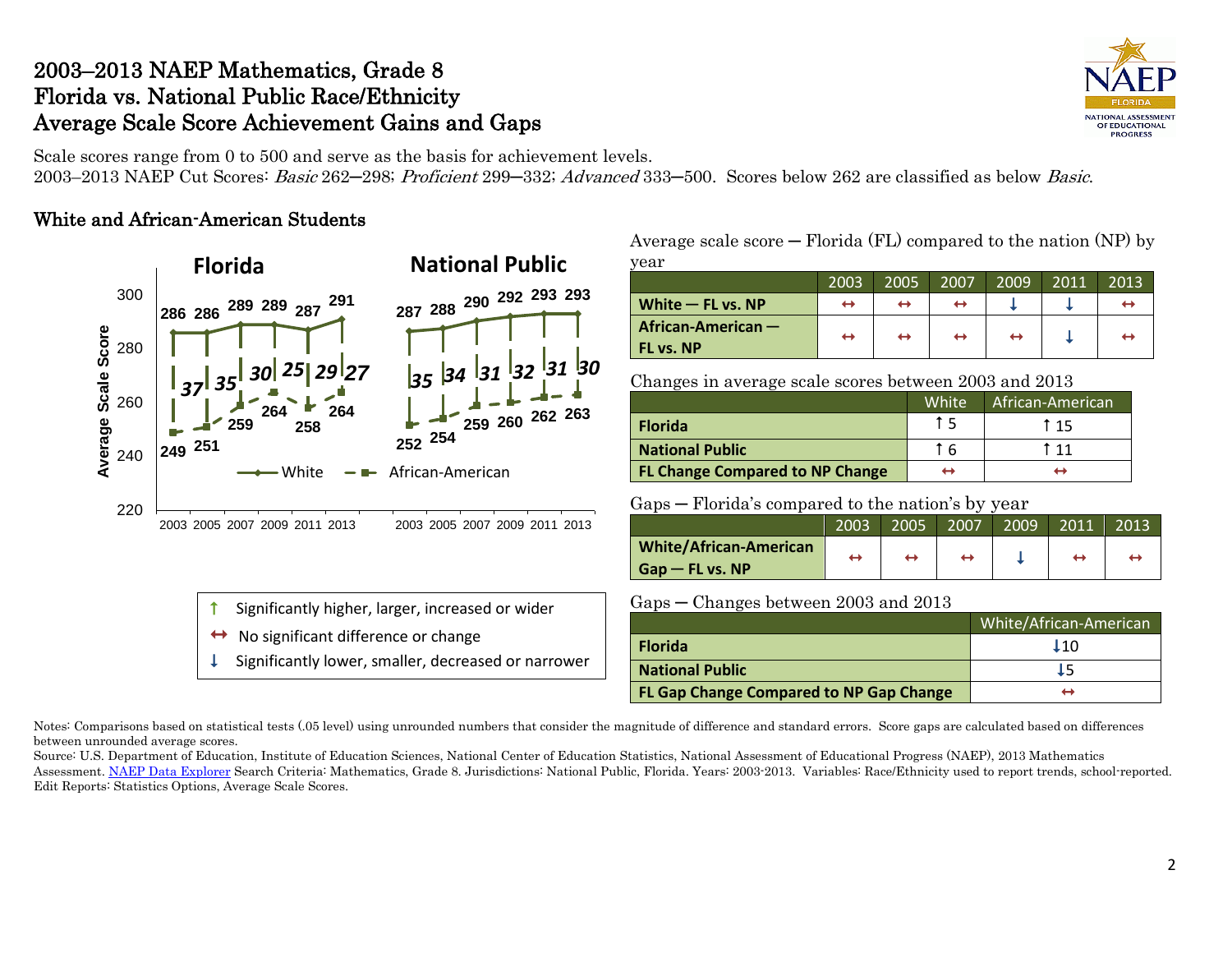# 2003–2013 NAEP Mathematics, Grade 8
# Florida vs. National Public Race/Ethnicity
# Average Scale Score Achievement Gains and Gaps

Scale scores range from 0 to 500 and serve as the basis for achievement levels.
2003–2013 NAEP Cut Scores: *Basic* 262–298; *Proficient* 299–332; *Advanced* 333–500. Scores below 262 are classified as below *Basic*.

## White and African-American Students

**Florida**

| Year | 2003 | 2005 | 2007 | 2009 | 2011 | 2013 |
|---|---|---|---|---|---|---|
| White | 286 | 286 | 289 | 289 | 287 | 291 |
| African-American | 249 | 251 | 259 | 264 | 258 | 264 |
| Gap | 37 | 35 | 30 | 25 | 29 | 27 |

**National Public**

| Year | 2003 | 2005 | 2007 | 2009 | 2011 | 2013 |
|---|---|---|---|---|---|---|
| White | 287 | 288 | 290 | 292 | 293 | 293 |
| African-American | 252 | 254 | 259 | 260 | 262 | 263 |
| Gap | 35 | 34 | 31 | 32 | 31 | 30 |

Average scale score — Florida (FL) compared to the nation (NP) by year

| | 2003 | 2005 | 2007 | 2009 | 2011 | 2013 |
|---|---|---|---|---|---|---|
| **White — FL vs. NP** | ↔ | ↔ | ↔ | ↓ | ↓ | ↔ |
| **African-American — FL vs. NP** | ↔ | ↔ | ↔ | ↔ | ↓ | ↔ |

Changes in average scale scores between 2003 and 2013

| | White | African-American |
|---|---|---|
| **Florida** | ↑ 5 | ↑ 15 |
| **National Public** | ↑ 6 | ↑ 11 |
| **FL Change Compared to NP Change** | ↔ | ↔ |

Gaps — Florida's compared to the nation's by year

| | 2003 | 2005 | 2007 | 2009 | 2011 | 2013 |
|---|---|---|---|---|---|---|
| **White/African-American Gap — FL vs. NP** | ↔ | ↔ | ↔ | ↓ | ↔ | ↔ |

Gaps — Changes between 2003 and 2013

| | White/African-American |
|---|---|
| **Florida** | ↓10 |
| **National Public** | ↓5 |
| **FL Gap Change Compared to NP Gap Change** | ↔ |

- ↑ Significantly higher, larger, increased or wider
- ↔ No significant difference or change
- ↓ Significantly lower, smaller, decreased or narrower

Notes: Comparisons based on statistical tests (.05 level) using unrounded numbers that consider the magnitude of difference and standard errors. Score gaps are calculated based on differences between unrounded average scores.
Source: U.S. Department of Education, Institute of Education Sciences, National Center of Education Statistics, National Assessment of Educational Progress (NAEP), 2013 Mathematics Assessment. NAEP Data Explorer Search Criteria: Mathematics, Grade 8. Jurisdictions: National Public, Florida. Years: 2003-2013. Variables: Race/Ethnicity used to report trends, school-reported. Edit Reports: Statistics Options, Average Scale Scores.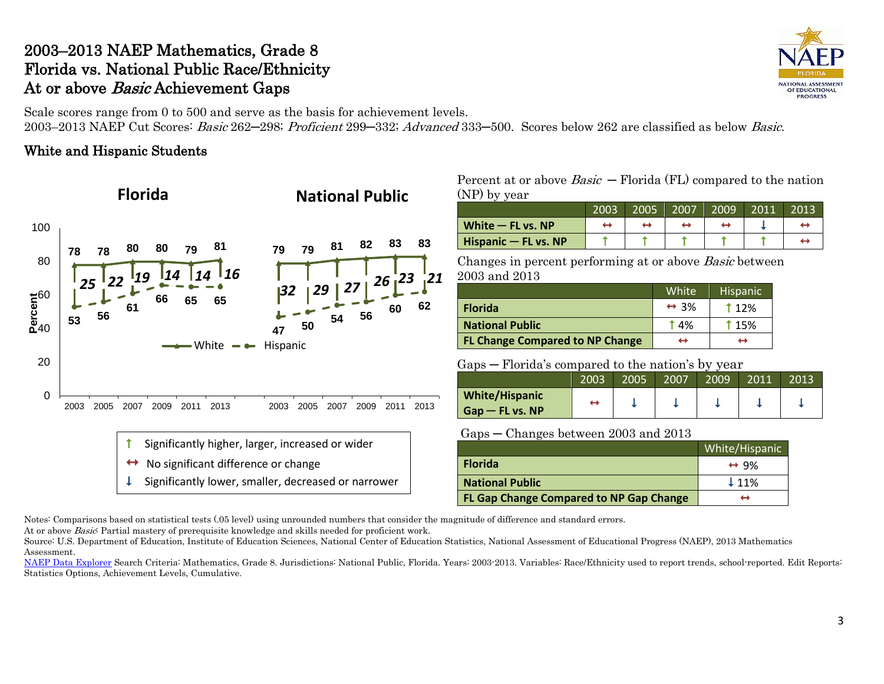# 2003–2013 NAEP Mathematics, Grade 8
# Florida vs. National Public Race/Ethnicity
# At or above *Basic* Achievement Gaps

Scale scores range from 0 to 500 and serve as the basis for achievement levels.
2003–2013 NAEP Cut Scores: *Basic* 262–298; *Proficient* 299–332; *Advanced* 333–500. Scores below 262 are classified as below *Basic*.

## White and Hispanic Students

**Florida**

| | 2003 | 2005 | 2007 | 2009 | 2011 | 2013 |
|---|---|---|---|---|---|---|
| White | 78 | 78 | 80 | 80 | 79 | 81 |
| Hispanic | 53 | 56 | 61 | 66 | 65 | 65 |
| Gap | 25 | 22 | 19 | 14 | 14 | 16 |

**National Public**

| | 2003 | 2005 | 2007 | 2009 | 2011 | 2013 |
|---|---|---|---|---|---|---|
| White | 79 | 79 | 81 | 82 | 83 | 83 |
| Hispanic | 47 | 50 | 54 | 56 | 60 | 62 |
| Gap | 32 | 29 | 27 | 26 | 23 | 21 |

↑ Significantly higher, larger, increased or wider
↔ No significant difference or change
↓ Significantly lower, smaller, decreased or narrower

Percent at or above *Basic* — Florida (FL) compared to the nation (NP) by year

| | 2003 | 2005 | 2007 | 2009 | 2011 | 2013 |
|---|---|---|---|---|---|---|
| **White — FL vs. NP** | ↔ | ↔ | ↔ | ↔ | ↓ | ↔ |
| **Hispanic — FL vs. NP** | ↑ | ↑ | ↑ | ↑ | ↑ | ↔ |

Changes in percent performing at or above *Basic* between 2003 and 2013

| | White | Hispanic |
|---|---|---|
| **Florida** | ↔ 3% | ↑ 12% |
| **National Public** | ↑ 4% | ↑ 15% |
| **FL Change Compared to NP Change** | ↔ | ↔ |

Gaps — Florida's compared to the nation's by year

| | 2003 | 2005 | 2007 | 2009 | 2011 | 2013 |
|---|---|---|---|---|---|---|
| **White/Hispanic Gap — FL vs. NP** | ↔ | ↓ | ↓ | ↓ | ↓ | ↓ |

Gaps — Changes between 2003 and 2013

| | White/Hispanic |
|---|---|
| **Florida** | ↔ 9% |
| **National Public** | ↓ 11% |
| **FL Gap Change Compared to NP Gap Change** | ↔ |

Notes: Comparisons based on statistical tests (.05 level) using unrounded numbers that consider the magnitude of difference and standard errors.
At or above *Basic*: Partial mastery of prerequisite knowledge and skills needed for proficient work.
Source: U.S. Department of Education, Institute of Education Sciences, National Center of Education Statistics, National Assessment of Educational Progress (NAEP), 2013 Mathematics Assessment.
NAEP Data Explorer Search Criteria: Mathematics, Grade 8. Jurisdictions: National Public, Florida. Years: 2003-2013. Variables: Race/Ethnicity used to report trends, school-reported. Edit Reports: Statistics Options, Achievement Levels, Cumulative.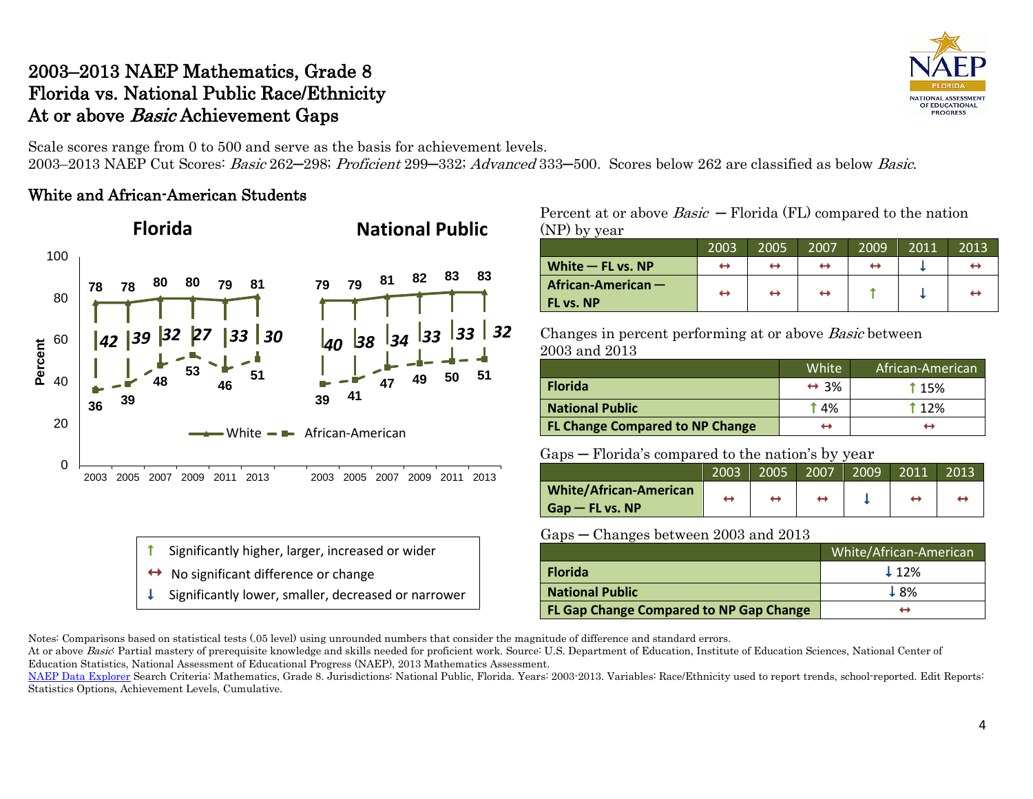# 2003–2013 NAEP Mathematics, Grade 8
# Florida vs. National Public Race/Ethnicity
# At or above *Basic* Achievement Gaps

Scale scores range from 0 to 500 and serve as the basis for achievement levels.
2003–2013 NAEP Cut Scores: *Basic* 262–298; *Proficient* 299–332; *Advanced* 333–500. Scores below 262 are classified as below *Basic*.

## White and African-American Students

**Florida**

| Year | White | African-American | Gap |
|---|---|---|---|
| 2003 | 78 | 36 | 42 |
| 2005 | 78 | 39 | 39 |
| 2007 | 80 | 48 | 32 |
| 2009 | 80 | 53 | 27 |
| 2011 | 79 | 46 | 33 |
| 2013 | 81 | 51 | 30 |

**National Public**

| Year | White | African-American | Gap |
|---|---|---|---|
| 2003 | 79 | 39 | 40 |
| 2005 | 79 | 41 | 38 |
| 2007 | 81 | 47 | 34 |
| 2009 | 82 | 49 | 33 |
| 2011 | 83 | 50 | 33 |
| 2013 | 83 | 51 | 32 |

↑ Significantly higher, larger, increased or wider
↔ No significant difference or change
↓ Significantly lower, smaller, decreased or narrower

Percent at or above *Basic* — Florida (FL) compared to the nation (NP) by year

| | 2003 | 2005 | 2007 | 2009 | 2011 | 2013 |
|---|---|---|---|---|---|---|
| **White — FL vs. NP** | ↔ | ↔ | ↔ | ↔ | ↓ | ↔ |
| **African-American — FL vs. NP** | ↔ | ↔ | ↔ | ↑ | ↓ | ↔ |

Changes in percent performing at or above *Basic* between 2003 and 2013

| | White | African-American |
|---|---|---|
| **Florida** | ↔ 3% | ↑ 15% |
| **National Public** | ↑ 4% | ↑ 12% |
| **FL Change Compared to NP Change** | ↔ | ↔ |

Gaps — Florida's compared to the nation's by year

| | 2003 | 2005 | 2007 | 2009 | 2011 | 2013 |
|---|---|---|---|---|---|---|
| **White/African-American Gap — FL vs. NP** | ↔ | ↔ | ↔ | ↓ | ↔ | ↔ |

Gaps — Changes between 2003 and 2013

| | White/African-American |
|---|---|
| **Florida** | ↓ 12% |
| **National Public** | ↓ 8% |
| **FL Gap Change Compared to NP Gap Change** | ↔ |

Notes: Comparisons based on statistical tests (.05 level) using unrounded numbers that consider the magnitude of difference and standard errors.
At or above *Basic*: Partial mastery of prerequisite knowledge and skills needed for proficient work. Source: U.S. Department of Education, Institute of Education Sciences, National Center of Education Statistics, National Assessment of Educational Progress (NAEP), 2013 Mathematics Assessment.
NAEP Data Explorer Search Criteria: Mathematics, Grade 8. Jurisdictions: National Public, Florida. Years: 2003-2013. Variables: Race/Ethnicity used to report trends, school-reported. Edit Reports: Statistics Options, Achievement Levels, Cumulative.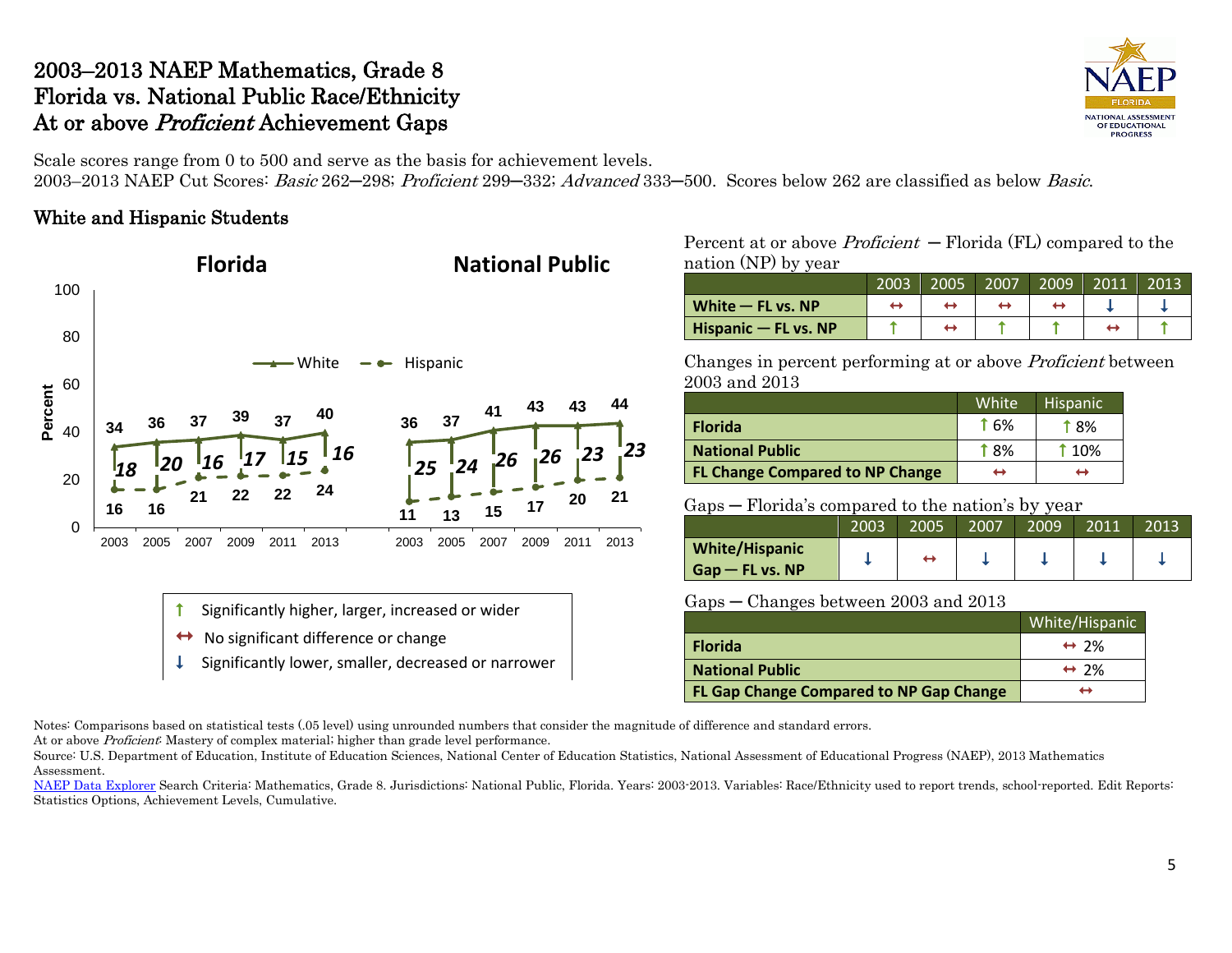# 2003–2013 NAEP Mathematics, Grade 8
# Florida vs. National Public Race/Ethnicity
# At or above *Proficient* Achievement Gaps

Scale scores range from 0 to 500 and serve as the basis for achievement levels.
2003–2013 NAEP Cut Scores: *Basic* 262─298; *Proficient* 299─332; *Advanced* 333─500. Scores below 262 are classified as below *Basic*.

## White and Hispanic Students

**Florida**

| Year | White | Hispanic | Gap |
|---|---|---|---|
| 2003 | 34 | 16 | 18 |
| 2005 | 36 | 16 | 20 |
| 2007 | 37 | 21 | 16 |
| 2009 | 39 | 22 | 17 |
| 2011 | 37 | 22 | 15 |
| 2013 | 40 | 24 | 16 |

**National Public**

| Year | White | Hispanic | Gap |
|---|---|---|---|
| 2003 | 36 | 11 | 25 |
| 2005 | 37 | 13 | 24 |
| 2007 | 41 | 15 | 26 |
| 2009 | 43 | 17 | 26 |
| 2011 | 43 | 20 | 23 |
| 2013 | 44 | 21 | 23 |

↑ Significantly higher, larger, increased or wider
↔ No significant difference or change
↓ Significantly lower, smaller, decreased or narrower

Percent at or above *Proficient* ─ Florida (FL) compared to the nation (NP) by year

| | 2003 | 2005 | 2007 | 2009 | 2011 | 2013 |
|---|---|---|---|---|---|---|
| **White ─ FL vs. NP** | ↔ | ↔ | ↔ | ↔ | ↓ | ↓ |
| **Hispanic ─ FL vs. NP** | ↑ | ↔ | ↑ | ↑ | ↔ | ↑ |

Changes in percent performing at or above *Proficient* between 2003 and 2013

| | White | Hispanic |
|---|---|---|
| **Florida** | ↑ 6% | ↑ 8% |
| **National Public** | ↑ 8% | ↑ 10% |
| **FL Change Compared to NP Change** | ↔ | ↔ |

Gaps ─ Florida's compared to the nation's by year

| | 2003 | 2005 | 2007 | 2009 | 2011 | 2013 |
|---|---|---|---|---|---|---|
| **White/Hispanic Gap ─ FL vs. NP** | ↓ | ↔ | ↓ | ↓ | ↓ | ↓ |

Gaps ─ Changes between 2003 and 2013

| | White/Hispanic |
|---|---|
| **Florida** | ↔ 2% |
| **National Public** | ↔ 2% |
| **FL Gap Change Compared to NP Gap Change** | ↔ |

Notes: Comparisons based on statistical tests (.05 level) using unrounded numbers that consider the magnitude of difference and standard errors.
At or above *Proficient*: Mastery of complex material; higher than grade level performance.
Source: U.S. Department of Education, Institute of Education Sciences, National Center of Education Statistics, National Assessment of Educational Progress (NAEP), 2013 Mathematics Assessment.
NAEP Data Explorer Search Criteria: Mathematics, Grade 8. Jurisdictions: National Public, Florida. Years: 2003-2013. Variables: Race/Ethnicity used to report trends, school-reported. Edit Reports: Statistics Options, Achievement Levels, Cumulative.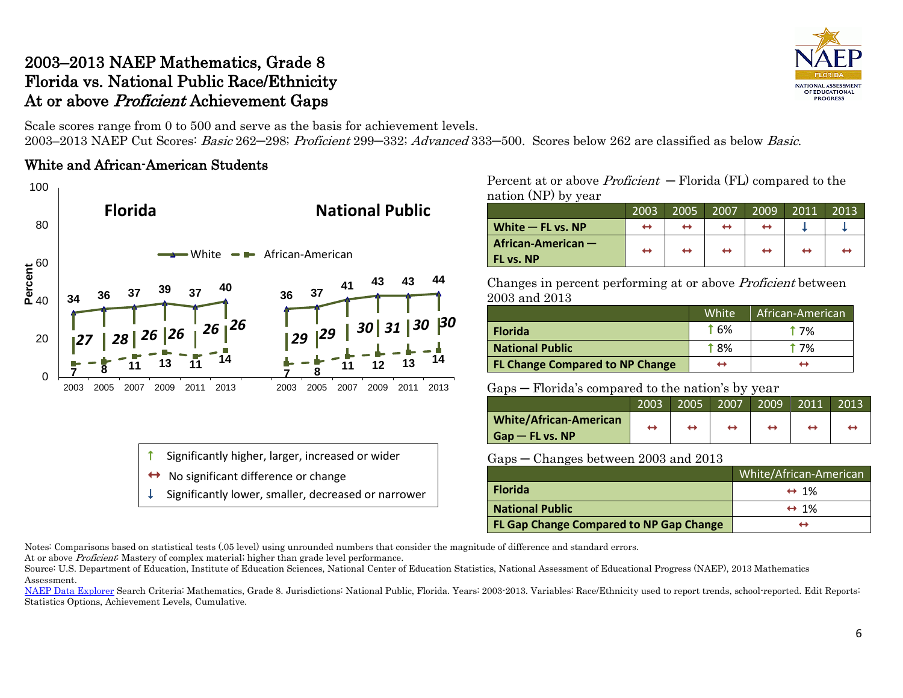# 2003–2013 NAEP Mathematics, Grade 8
# Florida vs. National Public Race/Ethnicity
# At or above *Proficient* Achievement Gaps

NAEP FLORIDA
NATIONAL ASSESSMENT OF EDUCATIONAL PROGRESS

Scale scores range from 0 to 500 and serve as the basis for achievement levels.
2003–2013 NAEP Cut Scores: *Basic* 262─298; *Proficient* 299─332; *Advanced* 333─500. Scores below 262 are classified as below *Basic*.

## White and African-American Students

Florida

National Public

White — African-American

Percent

100
80
60
40
20
0

Florida: 2003 2005 2007 2009 2011 2013

White: 34 36 37 39 37 40

Gap: 27 28 26 26 26 26

African-American: 7 8 11 13 11 14

National Public: 2003 2005 2007 2009 2011 2013

White: 36 37 41 43 43 44

Gap: 29 29 30 31 30 30

African-American: 7 8 11 12 13 14

↑ Significantly higher, larger, increased or wider
↔ No significant difference or change
↓ Significantly lower, smaller, decreased or narrower

Percent at or above *Proficient* ─ Florida (FL) compared to the nation (NP) by year

| | 2003 | 2005 | 2007 | 2009 | 2011 | 2013 |
|---|---|---|---|---|---|---|
| **White ─ FL vs. NP** | ↔ | ↔ | ↔ | ↔ | ↓ | ↓ |
| **African-American ─ FL vs. NP** | ↔ | ↔ | ↔ | ↔ | ↔ | ↔ |

Changes in percent performing at or above *Proficient* between 2003 and 2013

| | White | African-American |
|---|---|---|
| **Florida** | ↑ 6% | ↑ 7% |
| **National Public** | ↑ 8% | ↑ 7% |
| **FL Change Compared to NP Change** | ↔ | ↔ |

Gaps ─ Florida's compared to the nation's by year

| | 2003 | 2005 | 2007 | 2009 | 2011 | 2013 |
|---|---|---|---|---|---|---|
| **White/African-American Gap ─ FL vs. NP** | ↔ | ↔ | ↔ | ↔ | ↔ | ↔ |

Gaps ─ Changes between 2003 and 2013

| | White/African-American |
|---|---|
| **Florida** | ↔ 1% |
| **National Public** | ↔ 1% |
| **FL Gap Change Compared to NP Gap Change** | ↔ |

Notes: Comparisons based on statistical tests (.05 level) using unrounded numbers that consider the magnitude of difference and standard errors.
At or above *Proficient*: Mastery of complex material; higher than grade level performance.
Source: U.S. Department of Education, Institute of Education Sciences, National Center of Education Statistics, National Assessment of Educational Progress (NAEP), 2013 Mathematics Assessment.
NAEP Data Explorer Search Criteria: Mathematics, Grade 8. Jurisdictions: National Public, Florida. Years: 2003-2013. Variables: Race/Ethnicity used to report trends, school-reported. Edit Reports: Statistics Options, Achievement Levels, Cumulative.